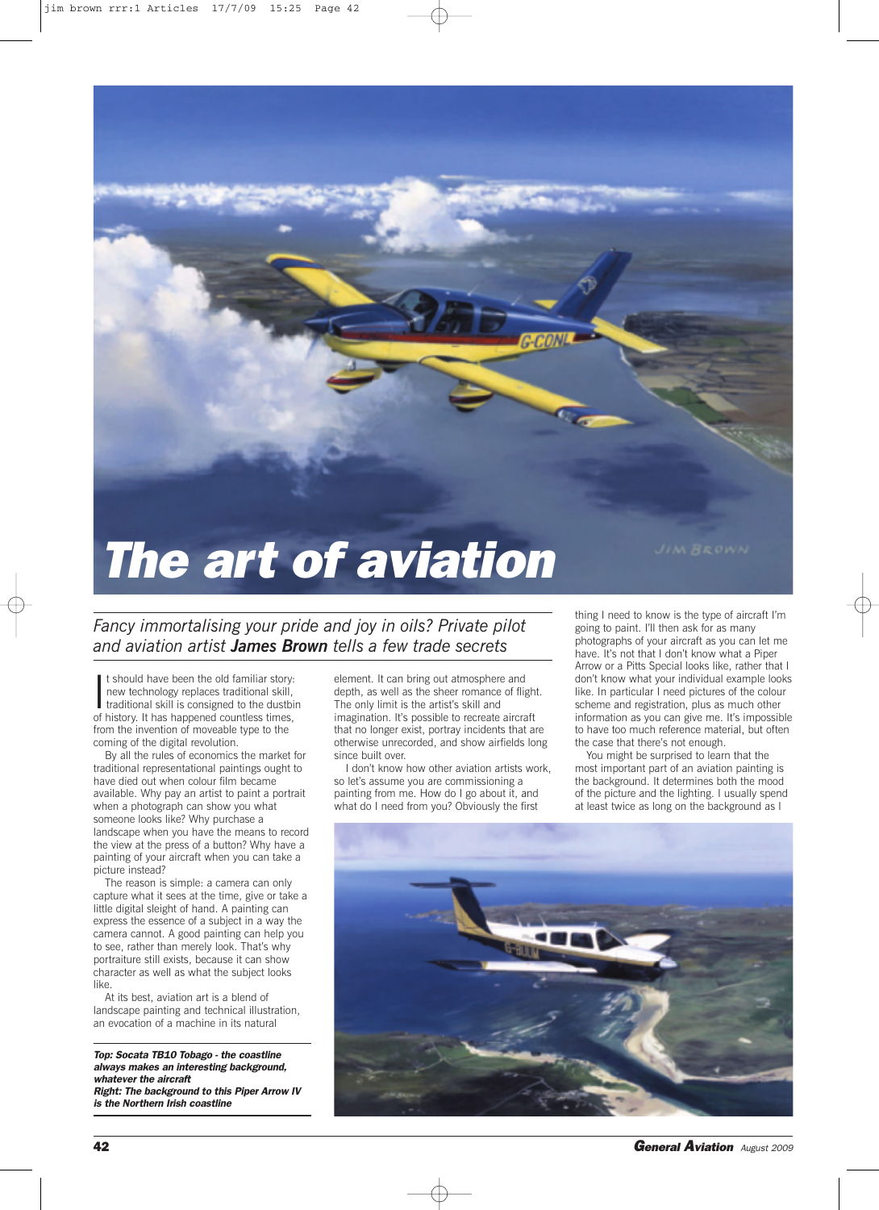# The art of aviation

*Fancy immortalising your pride and joy in oils? Private pilot and aviation artist **James Brown** tells a few trade secrets*

It should have been the old familiar story: new technology replaces traditional skill, traditional skill is consigned to the dustbin of history. It has happened countless times, from the invention of moveable type to the coming of the digital revolution.

By all the rules of economics the market for traditional representational paintings ought to have died out when colour film became available. Why pay an artist to paint a portrait when a photograph can show you what someone looks like? Why purchase a landscape when you have the means to record the view at the press of a button? Why have a painting of your aircraft when you can take a picture instead?

The reason is simple: a camera can only capture what it sees at the time, give or take a little digital sleight of hand. A painting can express the essence of a subject in a way the camera cannot. A good painting can help you to see, rather than merely look. That's why portraiture still exists, because it can show character as well as what the subject looks like.

At its best, aviation art is a blend of landscape painting and technical illustration, an evocation of a machine in its natural element. It can bring out atmosphere and depth, as well as the sheer romance of flight. The only limit is the artist's skill and imagination. It's possible to recreate aircraft that no longer exist, portray incidents that are otherwise unrecorded, and show airfields long since built over.

I don't know how other aviation artists work, so let's assume you are commissioning a painting from me. How do I go about it, and what do I need from you? Obviously the first thing I need to know is the type of aircraft I'm going to paint. I'll then ask for as many photographs of your aircraft as you can let me have. It's not that I don't know what a Piper Arrow or a Pitts Special looks like, rather that I don't know what your individual example looks like. In particular I need pictures of the colour scheme and registration, plus as much other information as you can give me. It's impossible to have too much reference material, but often the case that there's not enough.

You might be surprised to learn that the most important part of an aviation painting is the background. It determines both the mood of the picture and the lighting. I usually spend at least twice as long on the background as I

***Top: Socata TB10 Tobago - the coastline always makes an interesting background, whatever the aircraft***
***Right: The background to this Piper Arrow IV is the Northern Irish coastline***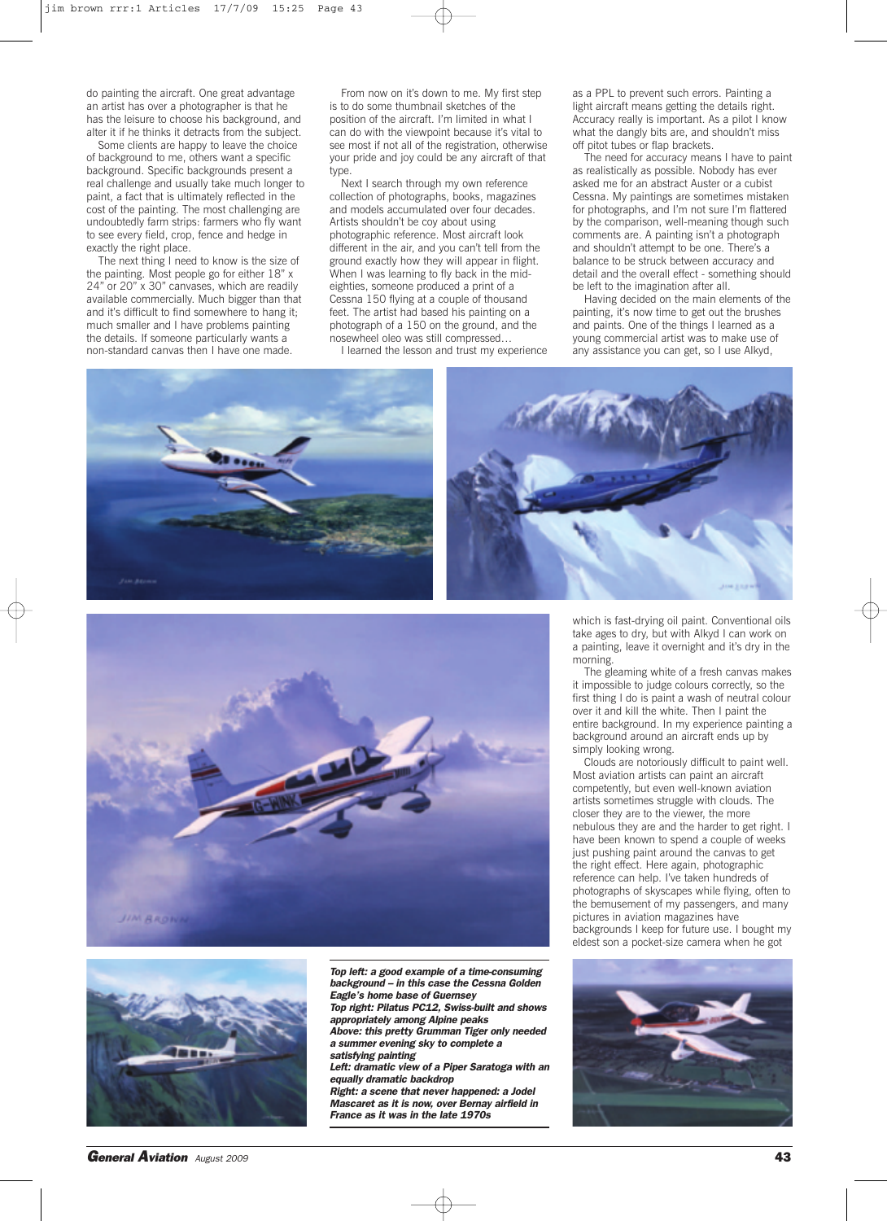do painting the aircraft. One great advantage an artist has over a photographer is that he has the leisure to choose his background, and alter it if he thinks it detracts from the subject.

Some clients are happy to leave the choice of background to me, others want a specific background. Specific backgrounds present a real challenge and usually take much longer to paint, a fact that is ultimately reflected in the cost of the painting. The most challenging are undoubtedly farm strips: farmers who fly want to see every field, crop, fence and hedge in exactly the right place.

The next thing I need to know is the size of the painting. Most people go for either 18" x 24" or 20" x 30" canvases, which are readily available commercially. Much bigger than that and it's difficult to find somewhere to hang it; much smaller and I have problems painting the details. If someone particularly wants a non-standard canvas then I have one made.

From now on it's down to me. My first step is to do some thumbnail sketches of the position of the aircraft. I'm limited in what I can do with the viewpoint because it's vital to see most if not all of the registration, otherwise your pride and joy could be any aircraft of that type.

Next I search through my own reference collection of photographs, books, magazines and models accumulated over four decades. Artists shouldn't be coy about using photographic reference. Most aircraft look different in the air, and you can't tell from the ground exactly how they will appear in flight. When I was learning to fly back in the mid-eighties, someone produced a print of a Cessna 150 flying at a couple of thousand feet. The artist had based his painting on a photograph of a 150 on the ground, and the nosewheel oleo was still compressed…

I learned the lesson and trust my experience as a PPL to prevent such errors. Painting a light aircraft means getting the details right. Accuracy really is important. As a pilot I know what the dangly bits are, and shouldn't miss off pitot tubes or flap brackets.

The need for accuracy means I have to paint as realistically as possible. Nobody has ever asked me for an abstract Auster or a cubist Cessna. My paintings are sometimes mistaken for photographs, and I'm not sure I'm flattered by the comparison, well-meaning though such comments are. A painting isn't a photograph and shouldn't attempt to be one. There's a balance to be struck between accuracy and detail and the overall effect - something should be left to the imagination after all.

Having decided on the main elements of the painting, it's now time to get out the brushes and paints. One of the things I learned as a young commercial artist was to make use of any assistance you can get, so I use Alkyd, which is fast-drying oil paint. Conventional oils take ages to dry, but with Alkyd I can work on a painting, leave it overnight and it's dry in the morning.

The gleaming white of a fresh canvas makes it impossible to judge colours correctly, so the first thing I do is paint a wash of neutral colour over it and kill the white. Then I paint the entire background. In my experience painting a background around an aircraft ends up by simply looking wrong.

Clouds are notoriously difficult to paint well. Most aviation artists can paint an aircraft competently, but even well-known aviation artists sometimes struggle with clouds. The closer they are to the viewer, the more nebulous they are and the harder to get right. I have been known to spend a couple of weeks just pushing paint around the canvas to get the right effect. Here again, photographic reference can help. I've taken hundreds of photographs of skyscapes while flying, often to the bemusement of my passengers, and many pictures in aviation magazines have backgrounds I keep for future use. I bought my eldest son a pocket-size camera when he got

***Top left: a good example of a time-consuming background – in this case the Cessna Golden Eagle's home base of Guernsey***
***Top right: Pilatus PC12, Swiss-built and shows appropriately among Alpine peaks***
***Above: this pretty Grumman Tiger only needed a summer evening sky to complete a satisfying painting***
***Left: dramatic view of a Piper Saratoga with an equally dramatic backdrop***
***Right: a scene that never happened: a Jodel Mascaret as it is now, over Bernay airfield in France as it was in the late 1970s***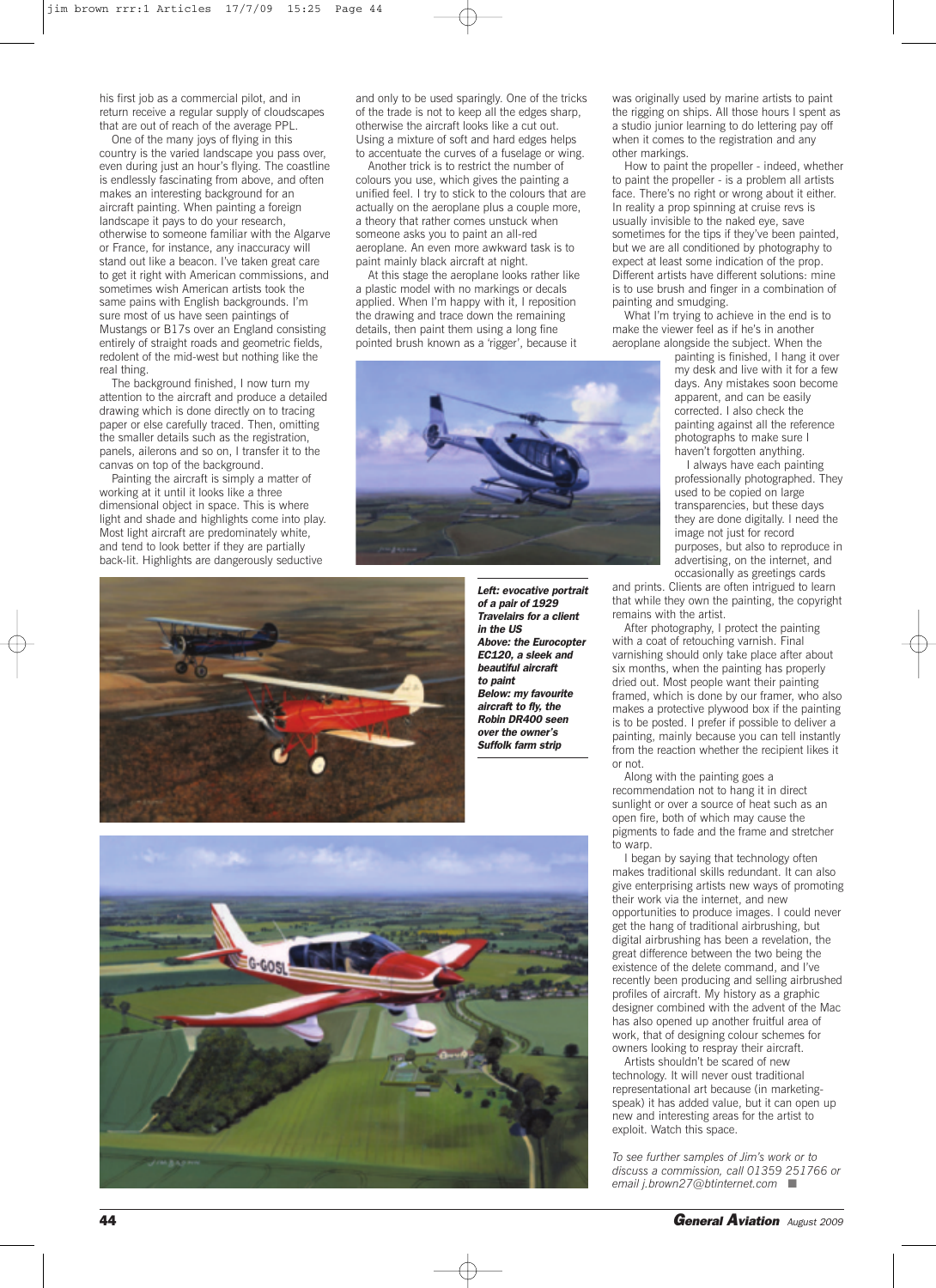his first job as a commercial pilot, and in return receive a regular supply of cloudscapes that are out of reach of the average PPL.

One of the many joys of flying in this country is the varied landscape you pass over, even during just an hour's flying. The coastline is endlessly fascinating from above, and often makes an interesting background for an aircraft painting. When painting a foreign landscape it pays to do your research, otherwise to someone familiar with the Algarve or France, for instance, any inaccuracy will stand out like a beacon. I've taken great care to get it right with American commissions, and sometimes wish American artists took the same pains with English backgrounds. I'm sure most of us have seen paintings of Mustangs or B17s over an England consisting entirely of straight roads and geometric fields, redolent of the mid-west but nothing like the real thing.

The background finished, I now turn my attention to the aircraft and produce a detailed drawing which is done directly on to tracing paper or else carefully traced. Then, omitting the smaller details such as the registration, panels, ailerons and so on, I transfer it to the canvas on top of the background.

Painting the aircraft is simply a matter of working at it until it looks like a three dimensional object in space. This is where light and shade and highlights come into play. Most light aircraft are predominately white, and tend to look better if they are partially back-lit. Highlights are dangerously seductive and only to be used sparingly. One of the tricks of the trade is not to keep all the edges sharp, otherwise the aircraft looks like a cut out. Using a mixture of soft and hard edges helps to accentuate the curves of a fuselage or wing.

Another trick is to restrict the number of colours you use, which gives the painting a unified feel. I try to stick to the colours that are actually on the aeroplane plus a couple more, a theory that rather comes unstuck when someone asks you to paint an all-red aeroplane. An even more awkward task is to paint mainly black aircraft at night.

At this stage the aeroplane looks rather like a plastic model with no markings or decals applied. When I'm happy with it, I reposition the drawing and trace down the remaining details, then paint them using a long fine pointed brush known as a 'rigger', because it was originally used by marine artists to paint the rigging on ships. All those hours I spent as a studio junior learning to do lettering pay off when it comes to the registration and any other markings.

How to paint the propeller - indeed, whether to paint the propeller - is a problem all artists face. There's no right or wrong about it either. In reality a prop spinning at cruise revs is usually invisible to the naked eye, save sometimes for the tips if they've been painted, but we are all conditioned by photography to expect at least some indication of the prop. Different artists have different solutions: mine is to use brush and finger in a combination of painting and smudging.

What I'm trying to achieve in the end is to make the viewer feel as if he's in another aeroplane alongside the subject. When the painting is finished, I hang it over my desk and live with it for a few days. Any mistakes soon become apparent, and can be easily corrected. I also check the painting against all the reference photographs to make sure I haven't forgotten anything.

I always have each painting professionally photographed. They used to be copied on large transparencies, but these days they are done digitally. I need the image not just for record purposes, but also to reproduce in advertising, on the internet, and occasionally as greetings cards and prints. Clients are often intrigued to learn that while they own the painting, the copyright remains with the artist.

After photography, I protect the painting with a coat of retouching varnish. Final varnishing should only take place after about six months, when the painting has properly dried out. Most people want their painting framed, which is done by our framer, who also makes a protective plywood box if the painting is to be posted. I prefer if possible to deliver a painting, mainly because you can tell instantly from the reaction whether the recipient likes it or not.

Along with the painting goes a recommendation not to hang it in direct sunlight or over a source of heat such as an open fire, both of which may cause the pigments to fade and the frame and stretcher to warp.

I began by saying that technology often makes traditional skills redundant. It can also give enterprising artists new ways of promoting their work via the internet, and new opportunities to produce images. I could never get the hang of traditional airbrushing, but digital airbrushing has been a revelation, the great difference between the two being the existence of the delete command, and I've recently been producing and selling airbrushed profiles of aircraft. My history as a graphic designer combined with the advent of the Mac has also opened up another fruitful area of work, that of designing colour schemes for owners looking to respray their aircraft.

Artists shouldn't be scared of new technology. It will never oust traditional representational art because (in marketing-speak) it has added value, but it can open up new and interesting areas for the artist to exploit. Watch this space.

*To see further samples of Jim's work or to discuss a commission, call 01359 251766 or email j.brown27@btinternet.com* ■

***Left: evocative portrait of a pair of 1929 Travelairs for a client in the US***
***Above: the Eurocopter EC120, a sleek and beautiful aircraft to paint***
***Below: my favourite aircraft to fly, the Robin DR400 seen over the owner's Suffolk farm strip***